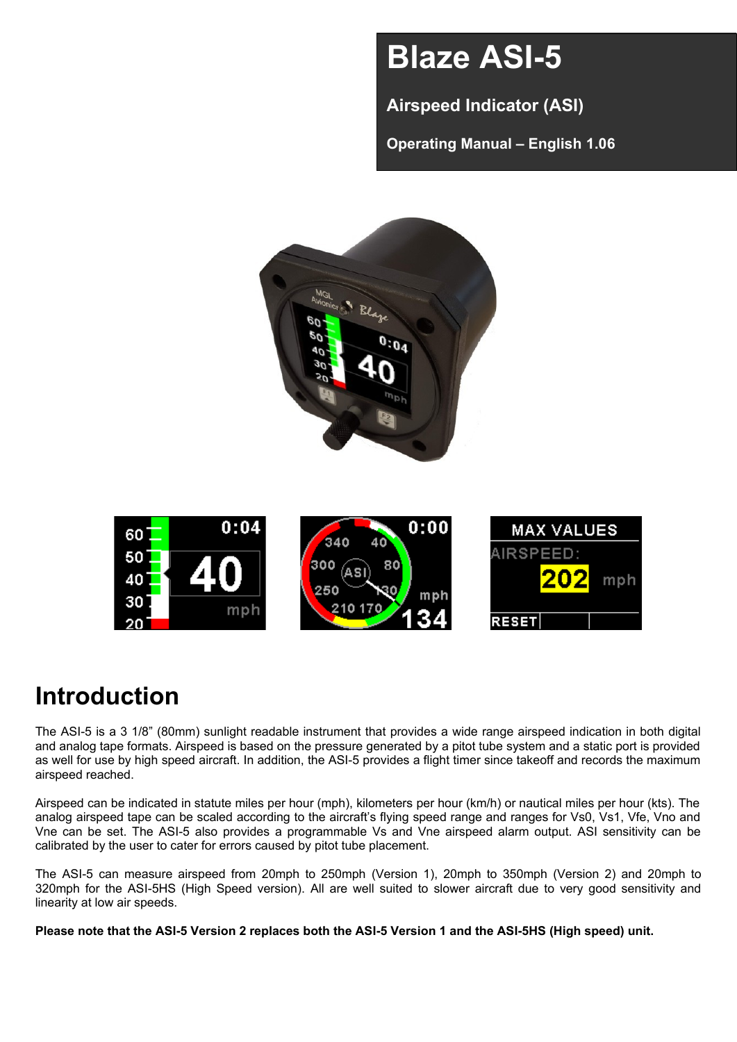# Blaze ASI-5

## Airspeed Indicator (ASI)

**Operating Manual – English 1.06**

# Introduction

The ASI-5 is a 3 1/8" (80mm) sunlight readable instrument that provides a wide range airspeed indication in both digital and analog tape formats. Airspeed is based on the pressure generated by a pitot tube system and a static port is provided as well for use by high speed aircraft. In addition, the ASI-5 provides a flight timer since takeoff and records the maximum airspeed reached.

Airspeed can be indicated in statute miles per hour (mph), kilometers per hour (km/h) or nautical miles per hour (kts). The analog airspeed tape can be scaled according to the aircraft's flying speed range and ranges for Vs0, Vs1, Vfe, Vno and Vne can be set. The ASI-5 also provides a programmable Vs and Vne airspeed alarm output. ASI sensitivity can be calibrated by the user to cater for errors caused by pitot tube placement.

The ASI-5 can measure airspeed from 20mph to 250mph (Version 1), 20mph to 350mph (Version 2) and 20mph to 320mph for the ASI-5HS (High Speed version). All are well suited to slower aircraft due to very good sensitivity and linearity at low air speeds.

**Please note that the ASI-5 Version 2 replaces both the ASI-5 Version 1 and the ASI-5HS (High speed) unit.**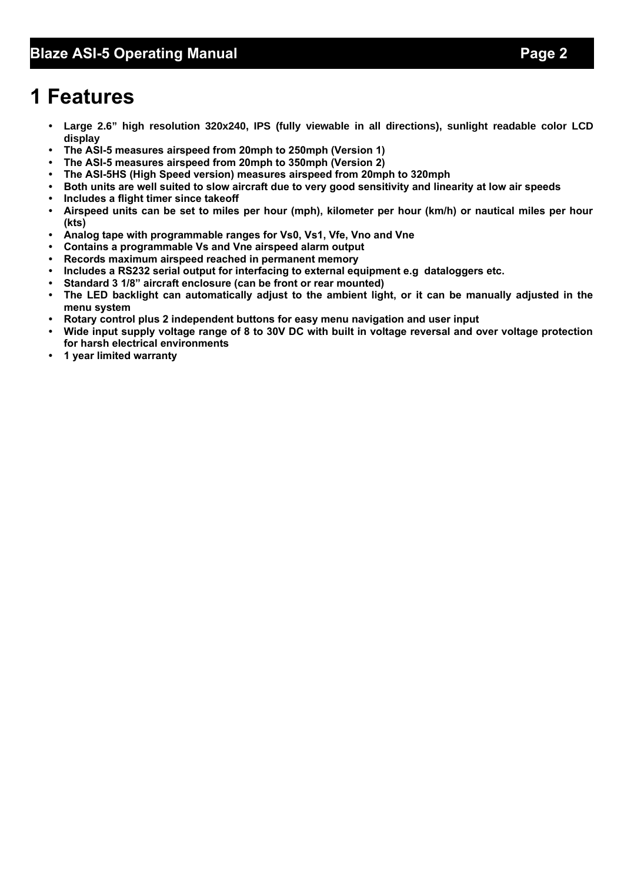# 1 Features

- **Large 2.6” high resolution 320x240, IPS (fully viewable in all directions), sunlight readable color LCD display**
- **The ASI-5 measures airspeed from 20mph to 250mph (Version 1)**
- **The ASI-5 measures airspeed from 20mph to 350mph (Version 2)**
- **The ASI-5HS (High Speed version) measures airspeed from 20mph to 320mph**
- **Both units are well suited to slow aircraft due to very good sensitivity and linearity at low air speeds**
- **Includes a flight timer since takeoff**
- **Airspeed units can be set to miles per hour (mph), kilometer per hour (km/h) or nautical miles per hour (kts)**
- **Analog tape with programmable ranges for Vs0, Vs1, Vfe, Vno and Vne**
- **Contains a programmable Vs and Vne airspeed alarm output**
- **Records maximum airspeed reached in permanent memory**
- **Includes a RS232 serial output for interfacing to external equipment e.g dataloggers etc.**
- **Standard 3 1/8” aircraft enclosure (can be front or rear mounted)**
- **The LED backlight can automatically adjust to the ambient light, or it can be manually adjusted in the menu system**
- **Rotary control plus 2 independent buttons for easy menu navigation and user input**
- **Wide input supply voltage range of 8 to 30V DC with built in voltage reversal and over voltage protection for harsh electrical environments**
- **1 year limited warranty**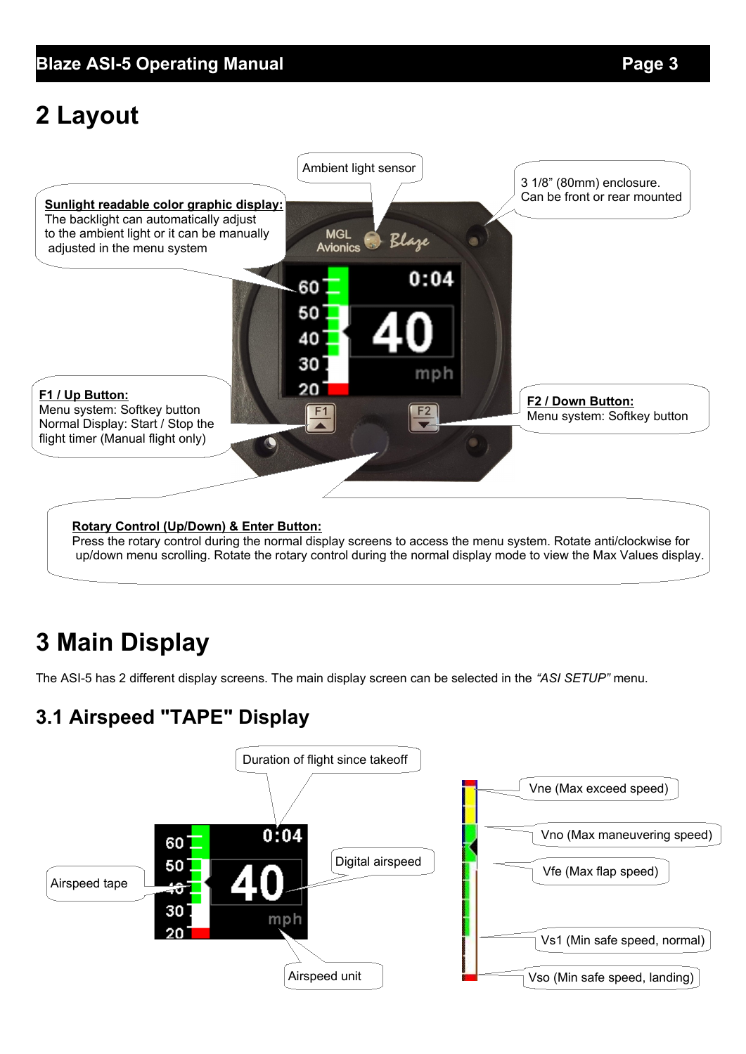# 2 Layout

Ambient light sensor

3 1/8" (80mm) enclosure.
Can be front or rear mounted

**Sunlight readable color graphic display:**
The backlight can automatically adjust to the ambient light or it can be manually adjusted in the menu system

**F1 / Up Button:**
Menu system: Softkey button
Normal Display: Start / Stop the flight timer (Manual flight only)

**F2 / Down Button:**
Menu system: Softkey button

**Rotary Control (Up/Down) & Enter Button:**
Press the rotary control during the normal display screens to access the menu system. Rotate anti/clockwise for up/down menu scrolling. Rotate the rotary control during the normal display mode to view the Max Values display.

# 3 Main Display

The ASI-5 has 2 different display screens. The main display screen can be selected in the *"ASI SETUP"* menu.

## 3.1 Airspeed "TAPE" Display

Duration of flight since takeoff

Airspeed tape

Digital airspeed

Airspeed unit

Vne (Max exceed speed)

Vno (Max maneuvering speed)

Vfe (Max flap speed)

Vs1 (Min safe speed, normal)

Vso (Min safe speed, landing)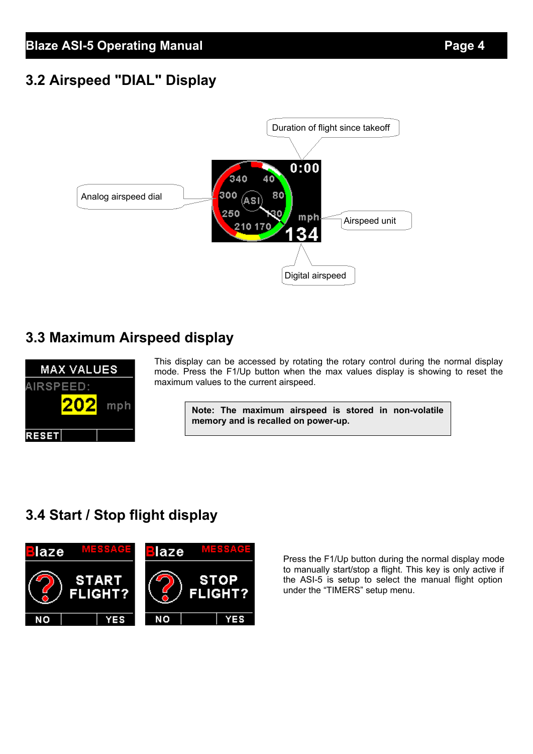## 3.2 Airspeed "DIAL" Display

Duration of flight since takeoff

Analog airspeed dial

Airspeed unit

Digital airspeed

## 3.3 Maximum Airspeed display

This display can be accessed by rotating the rotary control during the normal display mode. Press the F1/Up button when the max values display is showing to reset the maximum values to the current airspeed.

**Note: The maximum airspeed is stored in non-volatile memory and is recalled on power-up.**

## 3.4 Start / Stop flight display

Press the F1/Up button during the normal display mode to manually start/stop a flight. This key is only active if the ASI-5 is setup to select the manual flight option under the “TIMERS” setup menu.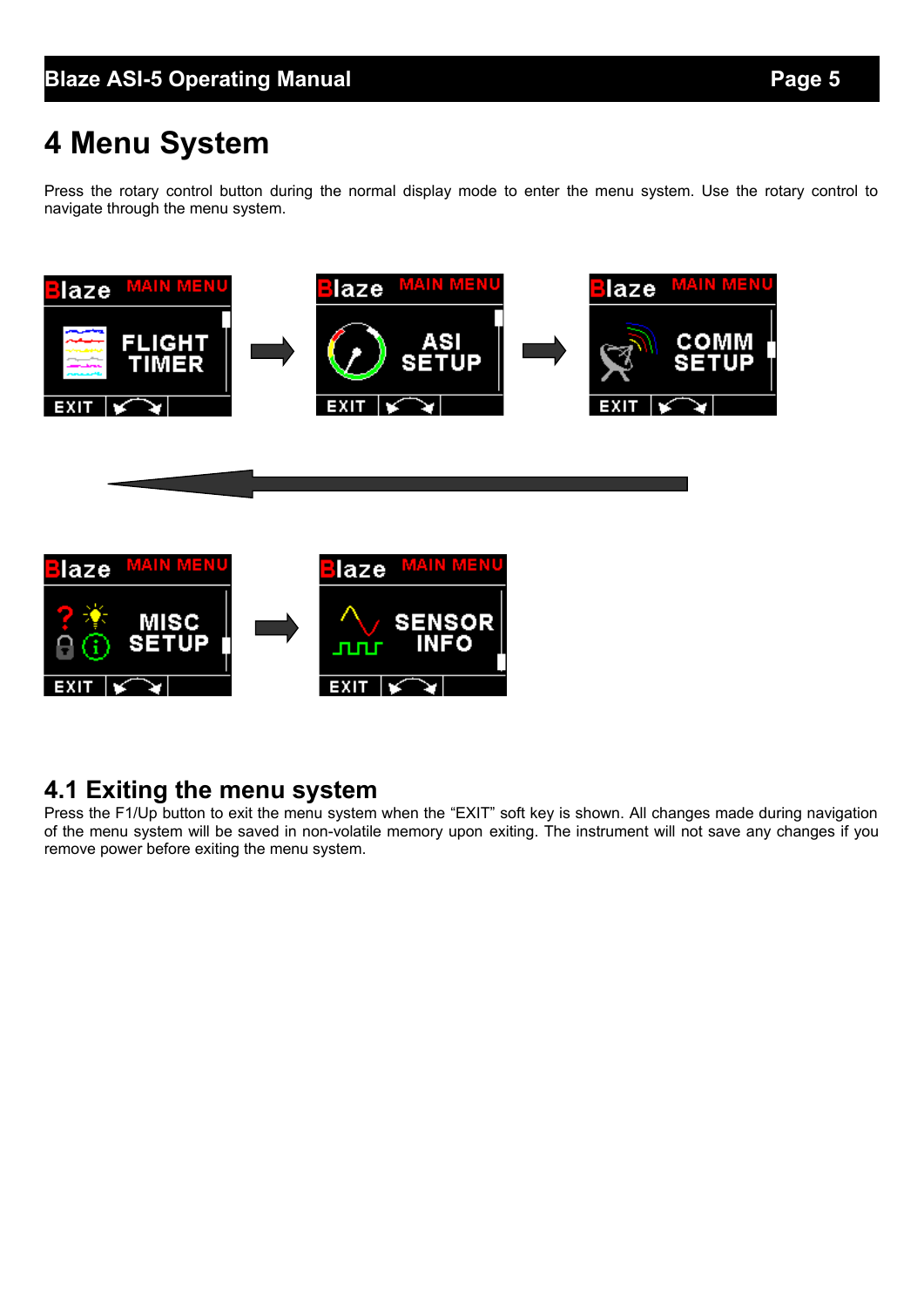# 4 Menu System

Press the rotary control button during the normal display mode to enter the menu system. Use the rotary control to navigate through the menu system.

## 4.1 Exiting the menu system

Press the F1/Up button to exit the menu system when the “EXIT” soft key is shown. All changes made during navigation of the menu system will be saved in non-volatile memory upon exiting. The instrument will not save any changes if you remove power before exiting the menu system.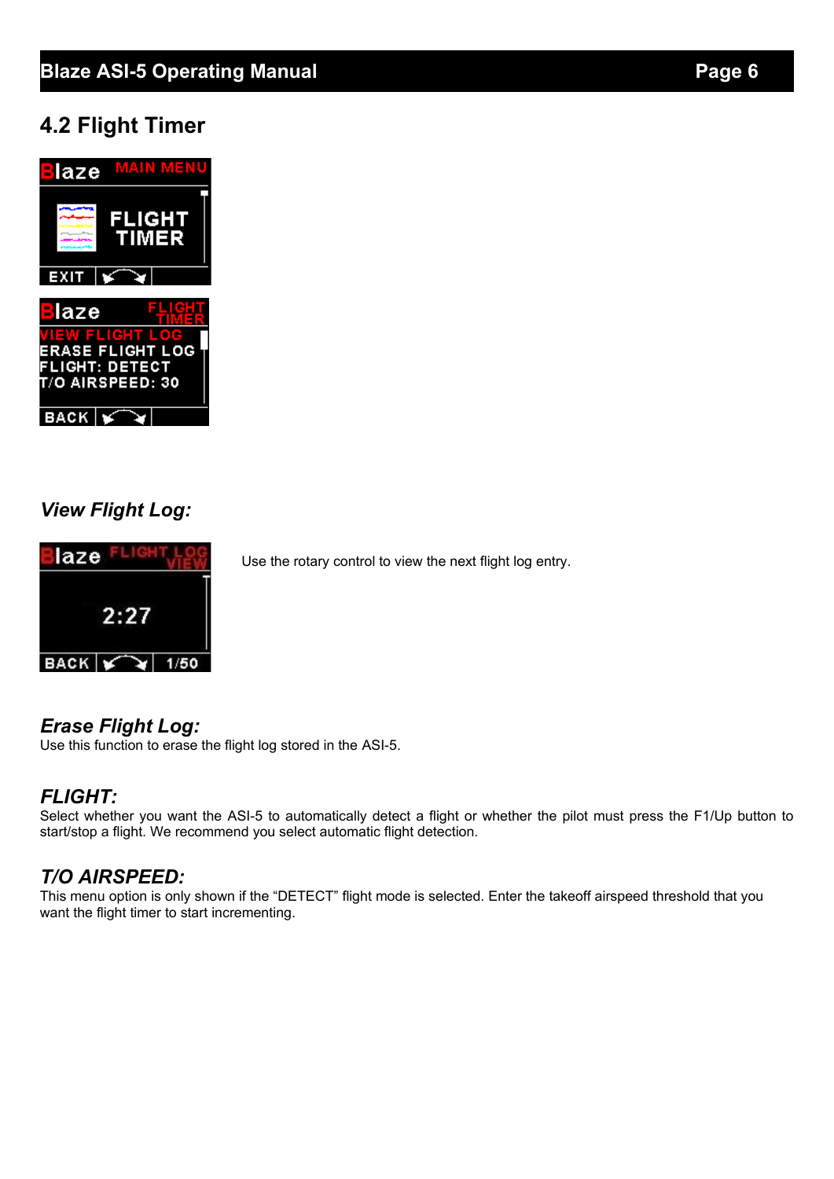## 4.2 Flight Timer

### *View Flight Log:*

Use the rotary control to view the next flight log entry.

### *Erase Flight Log:*

Use this function to erase the flight log stored in the ASI-5.

### *FLIGHT:*

Select whether you want the ASI-5 to automatically detect a flight or whether the pilot must press the F1/Up button to start/stop a flight. We recommend you select automatic flight detection.

### *T/O AIRSPEED:*

This menu option is only shown if the "DETECT" flight mode is selected. Enter the takeoff airspeed threshold that you want the flight timer to start incrementing.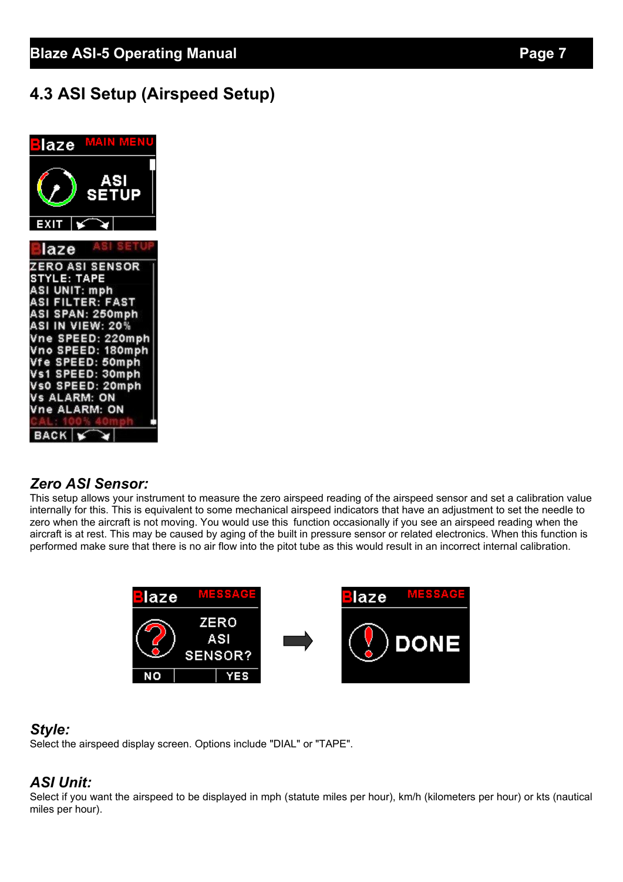## 4.3 ASI Setup (Airspeed Setup)

### *Zero ASI Sensor:*

This setup allows your instrument to measure the zero airspeed reading of the airspeed sensor and set a calibration value internally for this. This is equivalent to some mechanical airspeed indicators that have an adjustment to set the needle to zero when the aircraft is not moving. You would use this function occasionally if you see an airspeed reading when the aircraft is at rest. This may be caused by aging of the built in pressure sensor or related electronics. When this function is performed make sure that there is no air flow into the pitot tube as this would result in an incorrect internal calibration.

### *Style:*

Select the airspeed display screen. Options include "DIAL" or "TAPE".

### *ASI Unit:*

Select if you want the airspeed to be displayed in mph (statute miles per hour), km/h (kilometers per hour) or kts (nautical miles per hour).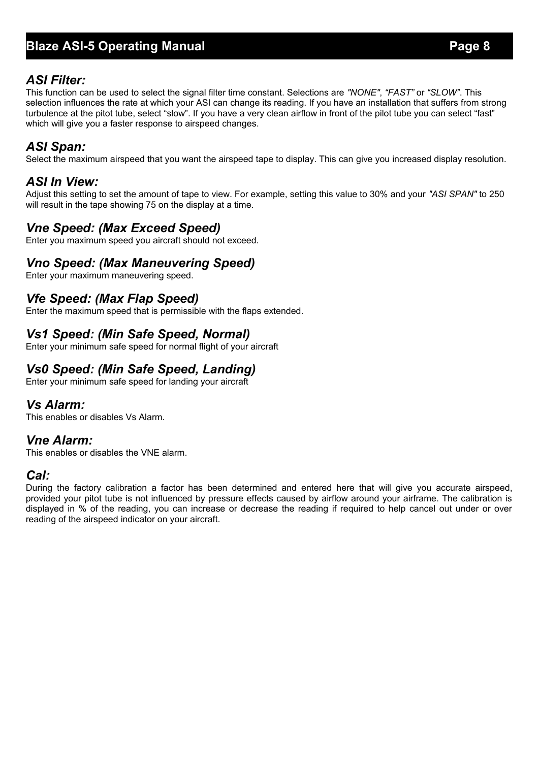## *ASI Filter:*

This function can be used to select the signal filter time constant. Selections are *"NONE"*, *"FAST"* or *"SLOW"*. This selection influences the rate at which your ASI can change its reading. If you have an installation that suffers from strong turbulence at the pitot tube, select "slow". If you have a very clean airflow in front of the pilot tube you can select "fast" which will give you a faster response to airspeed changes.

## *ASI Span:*

Select the maximum airspeed that you want the airspeed tape to display. This can give you increased display resolution.

## *ASI In View:*

Adjust this setting to set the amount of tape to view. For example, setting this value to 30% and your *"ASI SPAN"* to 250 will result in the tape showing 75 on the display at a time.

## *Vne Speed: (Max Exceed Speed)*

Enter you maximum speed you aircraft should not exceed.

## *Vno Speed: (Max Maneuvering Speed)*

Enter your maximum maneuvering speed.

## *Vfe Speed: (Max Flap Speed)*

Enter the maximum speed that is permissible with the flaps extended.

## *Vs1 Speed: (Min Safe Speed, Normal)*

Enter your minimum safe speed for normal flight of your aircraft

## *Vs0 Speed: (Min Safe Speed, Landing)*

Enter your minimum safe speed for landing your aircraft

## *Vs Alarm:*

This enables or disables Vs Alarm.

## *Vne Alarm:*

This enables or disables the VNE alarm.

## *Cal:*

During the factory calibration a factor has been determined and entered here that will give you accurate airspeed, provided your pitot tube is not influenced by pressure effects caused by airflow around your airframe. The calibration is displayed in % of the reading, you can increase or decrease the reading if required to help cancel out under or over reading of the airspeed indicator on your aircraft.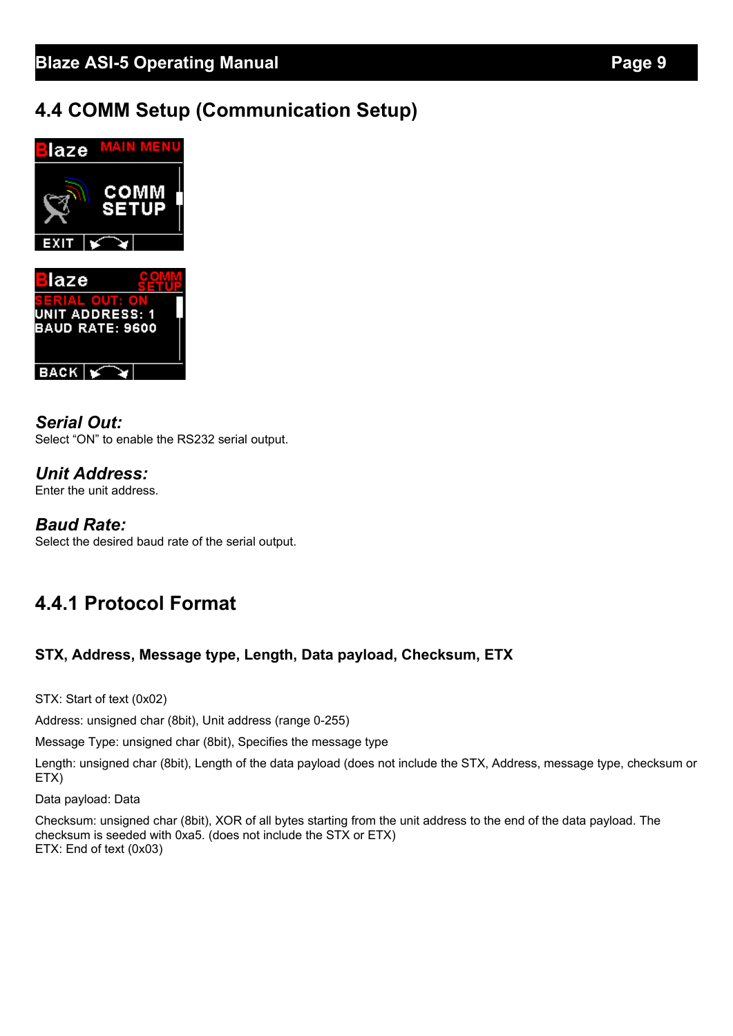## 4.4 COMM Setup (Communication Setup)

### *Serial Out:*
Select "ON" to enable the RS232 serial output.

### *Unit Address:*
Enter the unit address.

### *Baud Rate:*
Select the desired baud rate of the serial output.

### 4.4.1 Protocol Format

**STX, Address, Message type, Length, Data payload, Checksum, ETX**

STX: Start of text (0x02)

Address: unsigned char (8bit), Unit address (range 0-255)

Message Type: unsigned char (8bit), Specifies the message type

Length: unsigned char (8bit), Length of the data payload (does not include the STX, Address, message type, checksum or ETX)

Data payload: Data

Checksum: unsigned char (8bit), XOR of all bytes starting from the unit address to the end of the data payload. The checksum is seeded with 0xa5. (does not include the STX or ETX)
ETX: End of text (0x03)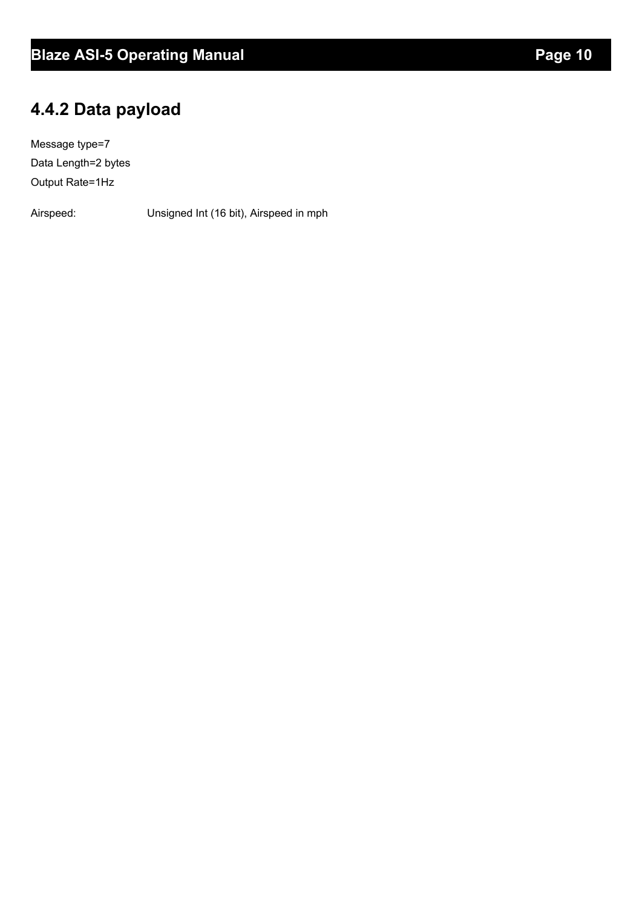### 4.4.2 Data payload

Message type=7

Data Length=2 bytes

Output Rate=1Hz

Airspeed: Unsigned Int (16 bit), Airspeed in mph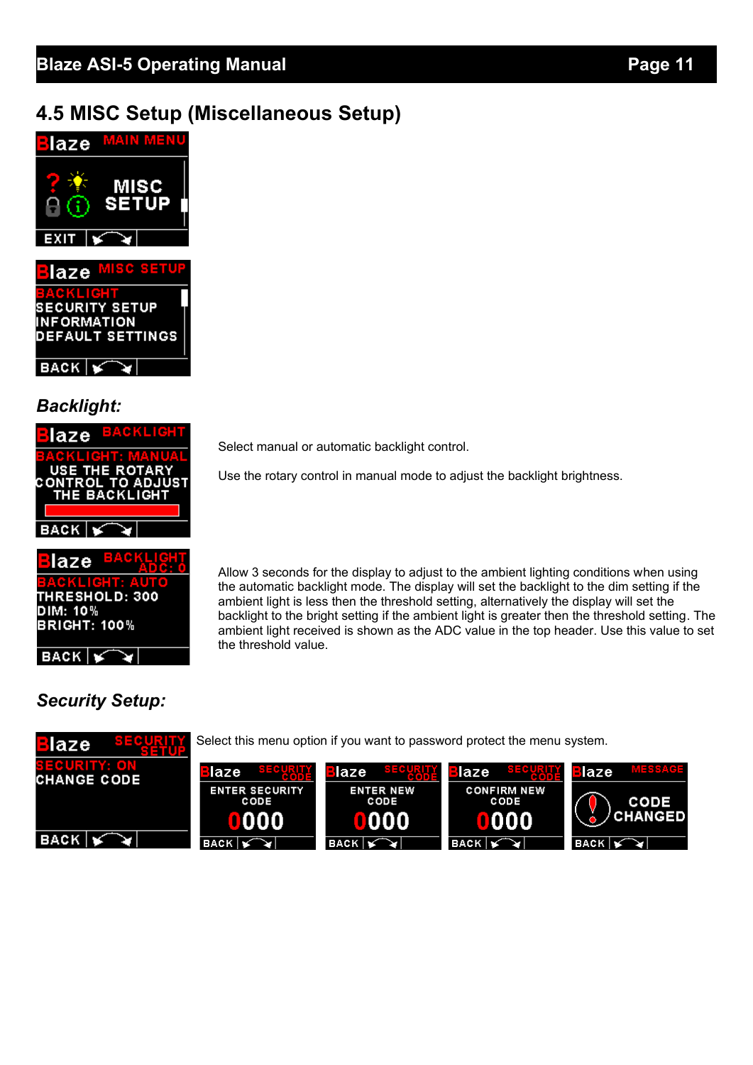## 4.5 MISC Setup (Miscellaneous Setup)

### *Backlight:*

Select manual or automatic backlight control.

Use the rotary control in manual mode to adjust the backlight brightness.

Allow 3 seconds for the display to adjust to the ambient lighting conditions when using the automatic backlight mode. The display will set the backlight to the dim setting if the ambient light is less then the threshold setting, alternatively the display will set the backlight to the bright setting if the ambient light is greater then the threshold setting. The ambient light received is shown as the ADC value in the top header. Use this value to set the threshold value.

### *Security Setup:*

Select this menu option if you want to password protect the menu system.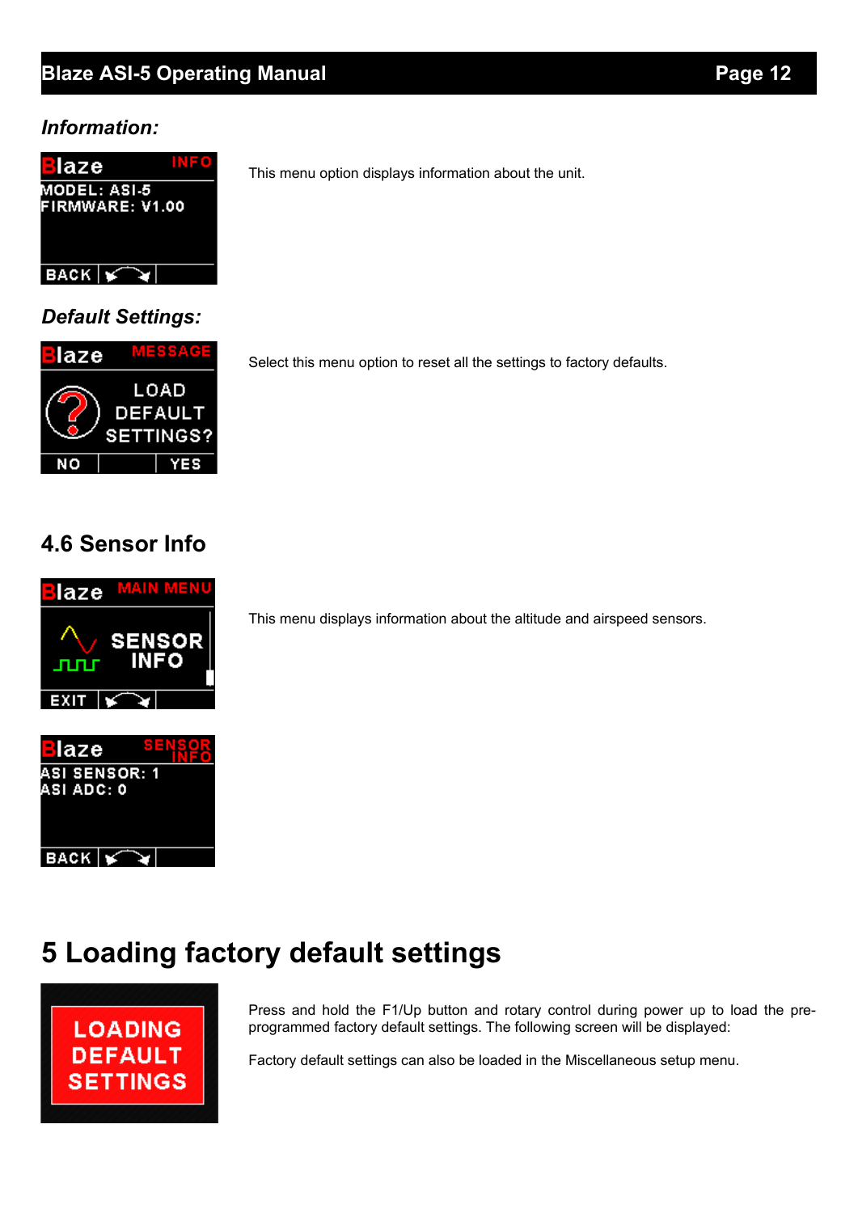***Information:***

This menu option displays information about the unit.

***Default Settings:***

Select this menu option to reset all the settings to factory defaults.

## 4.6 Sensor Info

This menu displays information about the altitude and airspeed sensors.

# 5 Loading factory default settings

Press and hold the F1/Up button and rotary control during power up to load the pre-programmed factory default settings. The following screen will be displayed:

Factory default settings can also be loaded in the Miscellaneous setup menu.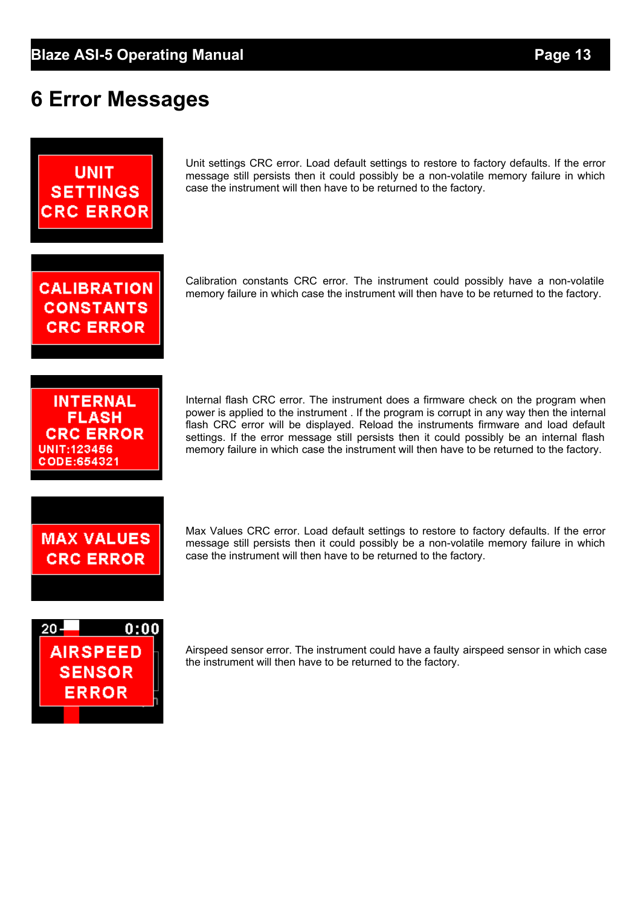# 6 Error Messages

**UNIT SETTINGS CRC ERROR**

Unit settings CRC error. Load default settings to restore to factory defaults. If the error message still persists then it could possibly be a non-volatile memory failure in which case the instrument will then have to be returned to the factory.

**CALIBRATION CONSTANTS CRC ERROR**

Calibration constants CRC error. The instrument could possibly have a non-volatile memory failure in which case the instrument will then have to be returned to the factory.

**INTERNAL FLASH CRC ERROR**
UNIT:123456
CODE:654321

Internal flash CRC error. The instrument does a firmware check on the program when power is applied to the instrument . If the program is corrupt in any way then the internal flash CRC error will be displayed. Reload the instruments firmware and load default settings. If the error message still persists then it could possibly be an internal flash memory failure in which case the instrument will then have to be returned to the factory.

**MAX VALUES CRC ERROR**

Max Values CRC error. Load default settings to restore to factory defaults. If the error message still persists then it could possibly be a non-volatile memory failure in which case the instrument will then have to be returned to the factory.

**AIRSPEED SENSOR ERROR**

Airspeed sensor error. The instrument could have a faulty airspeed sensor in which case the instrument will then have to be returned to the factory.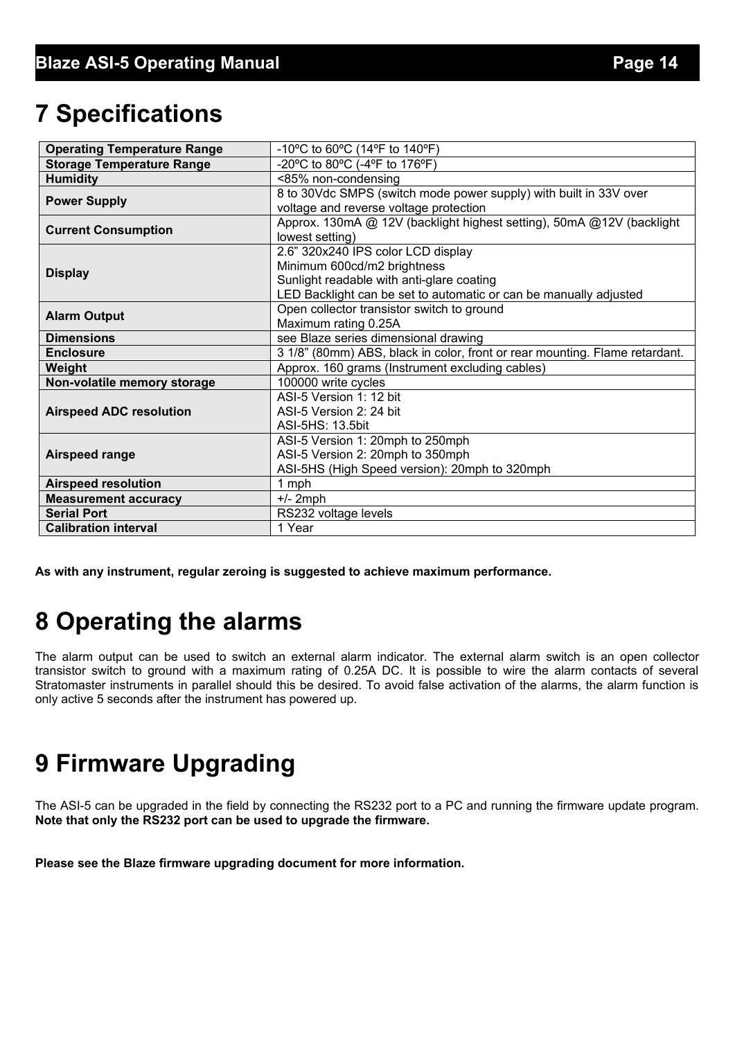# 7 Specifications

| | |
|---|---|
| **Operating Temperature Range** | -10ºC to 60ºC (14ºF to 140ºF) |
| **Storage Temperature Range** | -20ºC to 80ºC (-4ºF to 176ºF) |
| **Humidity** | <85% non-condensing |
| **Power Supply** | 8 to 30Vdc SMPS (switch mode power supply) with built in 33V over voltage and reverse voltage protection |
| **Current Consumption** | Approx. 130mA @ 12V (backlight highest setting), 50mA @12V (backlight lowest setting) |
| **Display** | 2.6" 320x240 IPS color LCD display<br>Minimum 600cd/m2 brightness<br>Sunlight readable with anti-glare coating<br>LED Backlight can be set to automatic or can be manually adjusted |
| **Alarm Output** | Open collector transistor switch to ground<br>Maximum rating 0.25A |
| **Dimensions** | see Blaze series dimensional drawing |
| **Enclosure** | 3 1/8" (80mm) ABS, black in color, front or rear mounting. Flame retardant. |
| **Weight** | Approx. 160 grams (Instrument excluding cables) |
| **Non-volatile memory storage** | 100000 write cycles |
| **Airspeed ADC resolution** | ASI-5 Version 1: 12 bit<br>ASI-5 Version 2: 24 bit<br>ASI-5HS: 13.5bit |
| **Airspeed range** | ASI-5 Version 1: 20mph to 250mph<br>ASI-5 Version 2: 20mph to 350mph<br>ASI-5HS (High Speed version): 20mph to 320mph |
| **Airspeed resolution** | 1 mph |
| **Measurement accuracy** | +/- 2mph |
| **Serial Port** | RS232 voltage levels |
| **Calibration interval** | 1 Year |

**As with any instrument, regular zeroing is suggested to achieve maximum performance.**

# 8 Operating the alarms

The alarm output can be used to switch an external alarm indicator. The external alarm switch is an open collector transistor switch to ground with a maximum rating of 0.25A DC. It is possible to wire the alarm contacts of several Stratomaster instruments in parallel should this be desired. To avoid false activation of the alarms, the alarm function is only active 5 seconds after the instrument has powered up.

# 9 Firmware Upgrading

The ASI-5 can be upgraded in the field by connecting the RS232 port to a PC and running the firmware update program. **Note that only the RS232 port can be used to upgrade the firmware.**

**Please see the Blaze firmware upgrading document for more information.**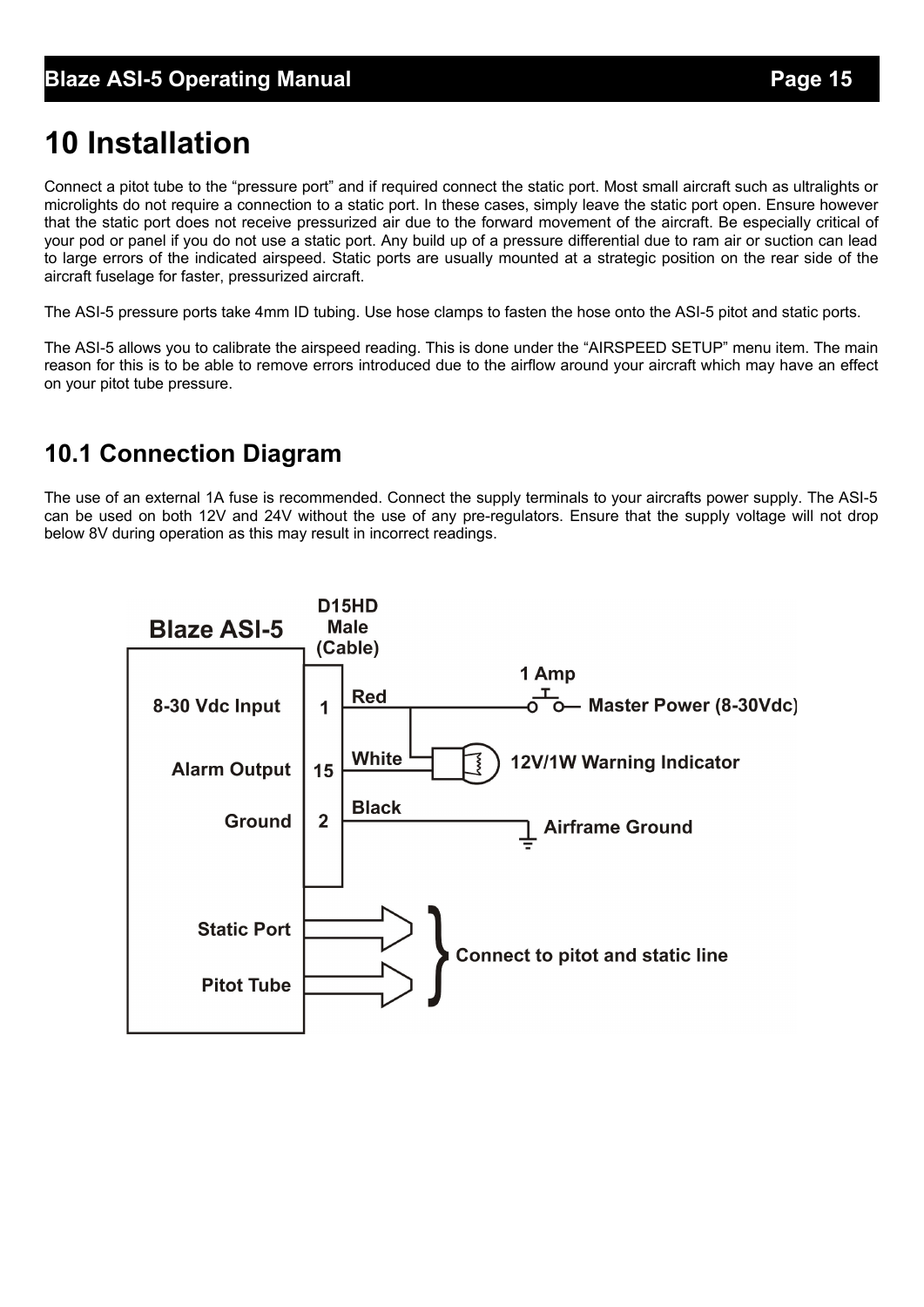# 10 Installation

Connect a pitot tube to the “pressure port” and if required connect the static port. Most small aircraft such as ultralights or microlights do not require a connection to a static port. In these cases, simply leave the static port open. Ensure however that the static port does not receive pressurized air due to the forward movement of the aircraft. Be especially critical of your pod or panel if you do not use a static port. Any build up of a pressure differential due to ram air or suction can lead to large errors of the indicated airspeed. Static ports are usually mounted at a strategic position on the rear side of the aircraft fuselage for faster, pressurized aircraft.

The ASI-5 pressure ports take 4mm ID tubing. Use hose clamps to fasten the hose onto the ASI-5 pitot and static ports.

The ASI-5 allows you to calibrate the airspeed reading. This is done under the “AIRSPEED SETUP” menu item. The main reason for this is to be able to remove errors introduced due to the airflow around your aircraft which may have an effect on your pitot tube pressure.

## 10.1 Connection Diagram

The use of an external 1A fuse is recommended. Connect the supply terminals to your aircrafts power supply. The ASI-5 can be used on both 12V and 24V without the use of any pre-regulators. Ensure that the supply voltage will not drop below 8V during operation as this may result in incorrect readings.

**Blaze ASI-5** — **D15HD Male (Cable)**

| Blaze ASI-5 | Pin | Wire | Connection |
| --- | --- | --- | --- |
| 8-30 Vdc Input | 1 | Red | 1 Amp → Master Power (8-30Vdc) |
| Alarm Output | 15 | White | 12V/1W Warning Indicator |
| Ground | 2 | Black | Airframe Ground |

Static Port, Pitot Tube: Connect to pitot and static line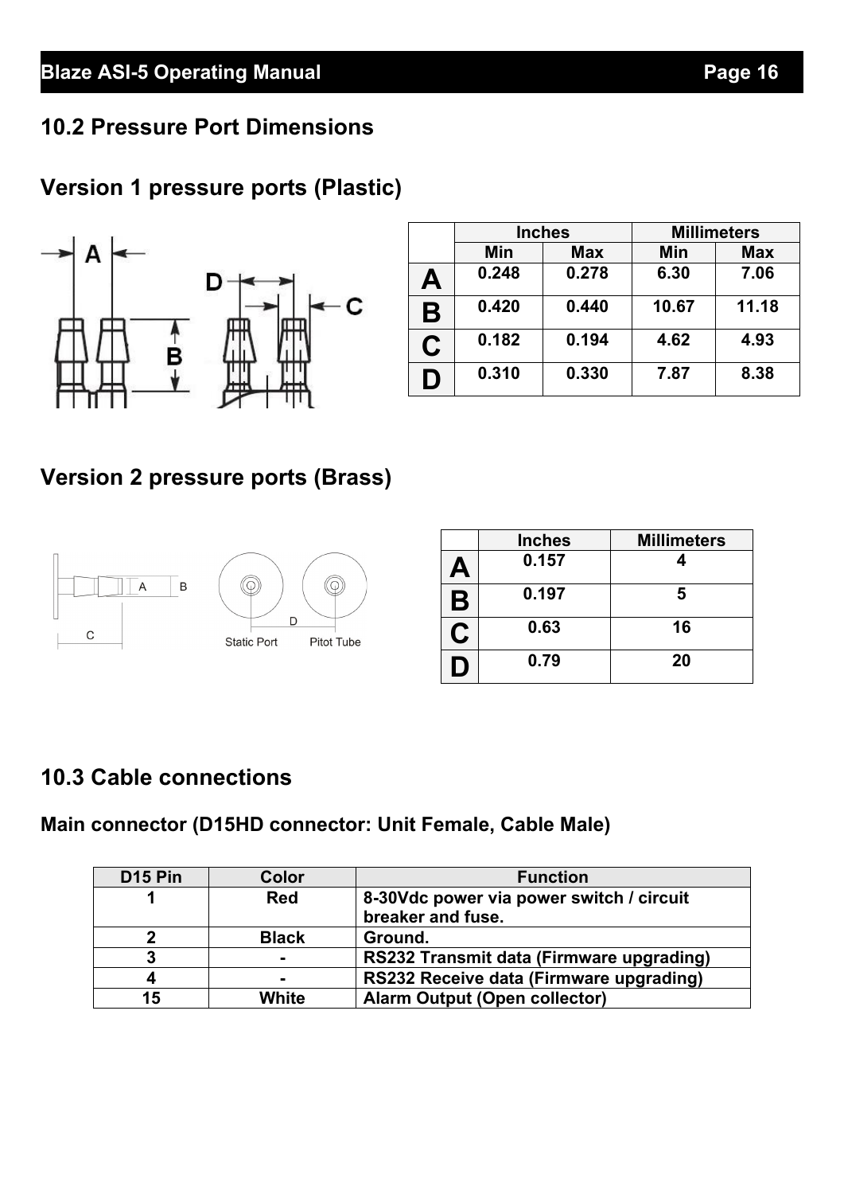## 10.2 Pressure Port Dimensions

### Version 1 pressure ports (Plastic)

| | Inches | | Millimeters | |
|---|---|---|---|---|
| | Min | Max | Min | Max |
| A | 0.248 | 0.278 | 6.30 | 7.06 |
| B | 0.420 | 0.440 | 10.67 | 11.18 |
| C | 0.182 | 0.194 | 4.62 | 4.93 |
| D | 0.310 | 0.330 | 7.87 | 8.38 |

### Version 2 pressure ports (Brass)

| | Inches | Millimeters |
|---|---|---|
| A | 0.157 | 4 |
| B | 0.197 | 5 |
| C | 0.63 | 16 |
| D | 0.79 | 20 |

## 10.3 Cable connections

### Main connector (D15HD connector: Unit Female, Cable Male)

| D15 Pin | Color | Function |
|---|---|---|
| 1 | Red | 8-30Vdc power via power switch / circuit breaker and fuse. |
| 2 | Black | Ground. |
| 3 | - | RS232 Transmit data (Firmware upgrading) |
| 4 | - | RS232 Receive data (Firmware upgrading) |
| 15 | White | Alarm Output (Open collector) |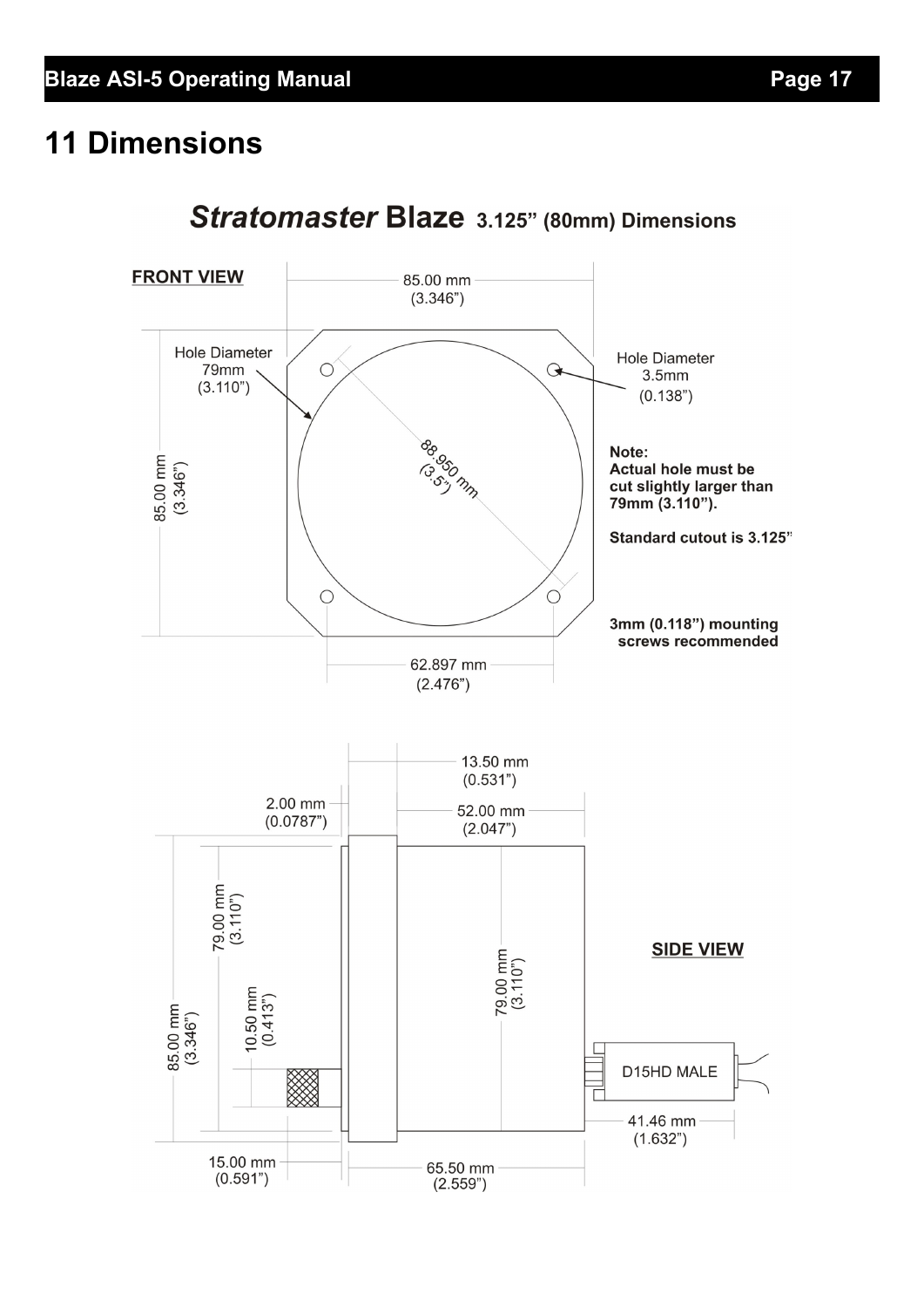# 11 Dimensions

***Stratomaster* Blaze 3.125" (80mm) Dimensions**

**FRONT VIEW**

85.00 mm (3.346")

Hole Diameter 79mm (3.110")

Hole Diameter 3.5mm (0.138")

88.950 mm (3.5")

85.00 mm (3.346")

**Note:**
**Actual hole must be cut slightly larger than 79mm (3.110").**

**Standard cutout is 3.125"**

**3mm (0.118") mounting screws recommended**

62.897 mm (2.476")

**SIDE VIEW**

13.50 mm (0.531")

2.00 mm (0.0787")

52.00 mm (2.047")

79.00 mm (3.110")

79.00 mm (3.110")

10.50 mm (0.413")

85.00 mm (3.346")

D15HD MALE

41.46 mm (1.632")

15.00 mm (0.591")

65.50 mm (2.559")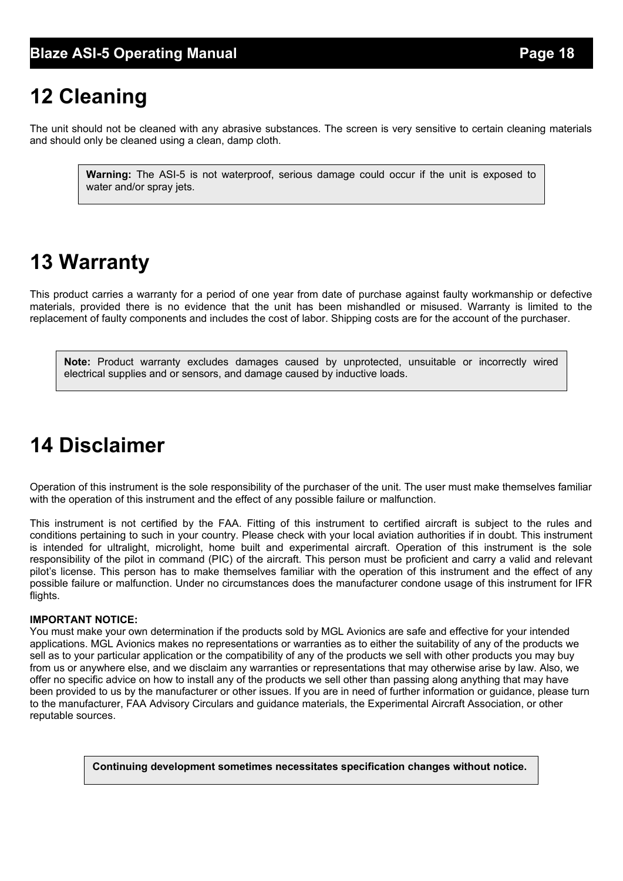# 12 Cleaning

The unit should not be cleaned with any abrasive substances. The screen is very sensitive to certain cleaning materials and should only be cleaned using a clean, damp cloth.

> **Warning:** The ASI-5 is not waterproof, serious damage could occur if the unit is exposed to water and/or spray jets.

# 13 Warranty

This product carries a warranty for a period of one year from date of purchase against faulty workmanship or defective materials, provided there is no evidence that the unit has been mishandled or misused. Warranty is limited to the replacement of faulty components and includes the cost of labor. Shipping costs are for the account of the purchaser.

> **Note:** Product warranty excludes damages caused by unprotected, unsuitable or incorrectly wired electrical supplies and or sensors, and damage caused by inductive loads.

# 14 Disclaimer

Operation of this instrument is the sole responsibility of the purchaser of the unit. The user must make themselves familiar with the operation of this instrument and the effect of any possible failure or malfunction.

This instrument is not certified by the FAA. Fitting of this instrument to certified aircraft is subject to the rules and conditions pertaining to such in your country. Please check with your local aviation authorities if in doubt. This instrument is intended for ultralight, microlight, home built and experimental aircraft. Operation of this instrument is the sole responsibility of the pilot in command (PIC) of the aircraft. This person must be proficient and carry a valid and relevant pilot's license. This person has to make themselves familiar with the operation of this instrument and the effect of any possible failure or malfunction. Under no circumstances does the manufacturer condone usage of this instrument for IFR flights.

**IMPORTANT NOTICE:**
You must make your own determination if the products sold by MGL Avionics are safe and effective for your intended applications. MGL Avionics makes no representations or warranties as to either the suitability of any of the products we sell as to your particular application or the compatibility of any of the products we sell with other products you may buy from us or anywhere else, and we disclaim any warranties or representations that may otherwise arise by law. Also, we offer no specific advice on how to install any of the products we sell other than passing along anything that may have been provided to us by the manufacturer or other issues. If you are in need of further information or guidance, please turn to the manufacturer, FAA Advisory Circulars and guidance materials, the Experimental Aircraft Association, or other reputable sources.

> **Continuing development sometimes necessitates specification changes without notice.**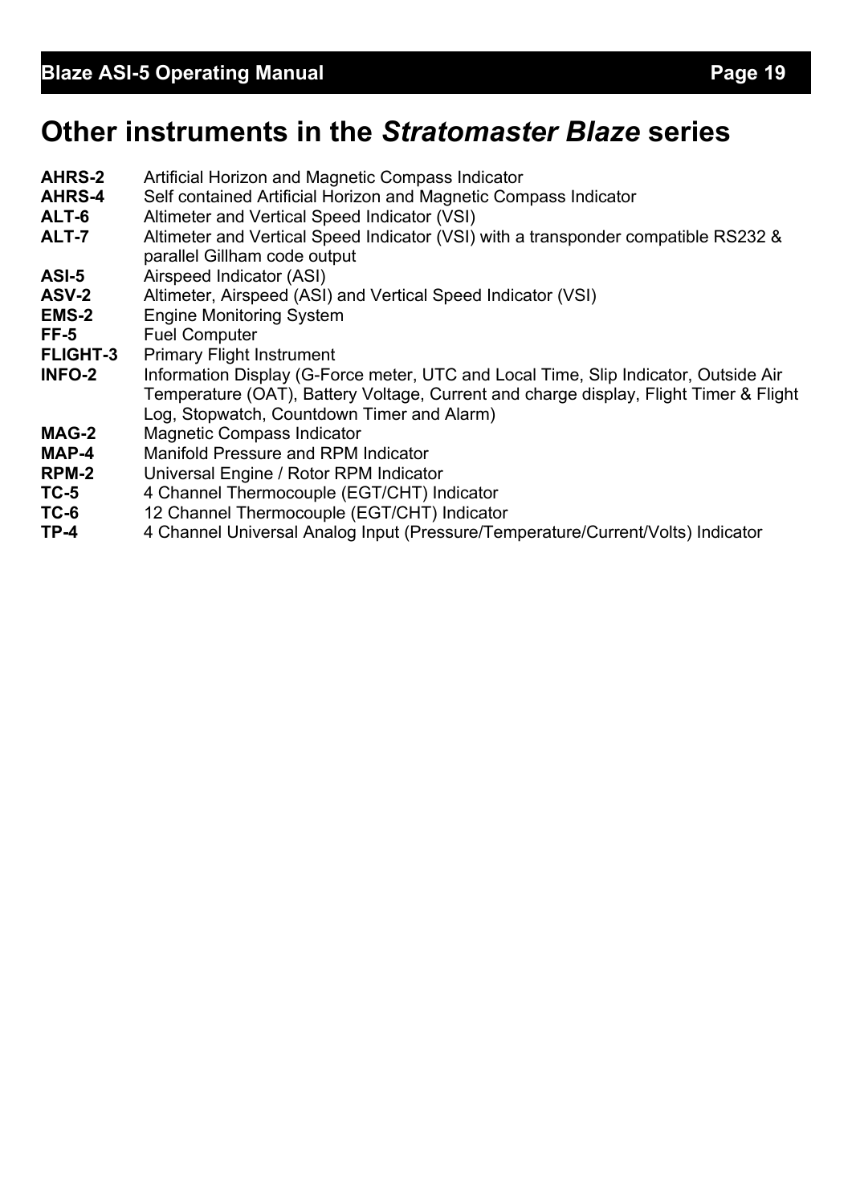# Other instruments in the *Stratomaster Blaze* series

| | |
|---|---|
| **AHRS-2** | Artificial Horizon and Magnetic Compass Indicator |
| **AHRS-4** | Self contained Artificial Horizon and Magnetic Compass Indicator |
| **ALT-6** | Altimeter and Vertical Speed Indicator (VSI) |
| **ALT-7** | Altimeter and Vertical Speed Indicator (VSI) with a transponder compatible RS232 & parallel Gillham code output |
| **ASI-5** | Airspeed Indicator (ASI) |
| **ASV-2** | Altimeter, Airspeed (ASI) and Vertical Speed Indicator (VSI) |
| **EMS-2** | Engine Monitoring System |
| **FF-5** | Fuel Computer |
| **FLIGHT-3** | Primary Flight Instrument |
| **INFO-2** | Information Display (G-Force meter, UTC and Local Time, Slip Indicator, Outside Air Temperature (OAT), Battery Voltage, Current and charge display, Flight Timer & Flight Log, Stopwatch, Countdown Timer and Alarm) |
| **MAG-2** | Magnetic Compass Indicator |
| **MAP-4** | Manifold Pressure and RPM Indicator |
| **RPM-2** | Universal Engine / Rotor RPM Indicator |
| **TC-5** | 4 Channel Thermocouple (EGT/CHT) Indicator |
| **TC-6** | 12 Channel Thermocouple (EGT/CHT) Indicator |
| **TP-4** | 4 Channel Universal Analog Input (Pressure/Temperature/Current/Volts) Indicator |